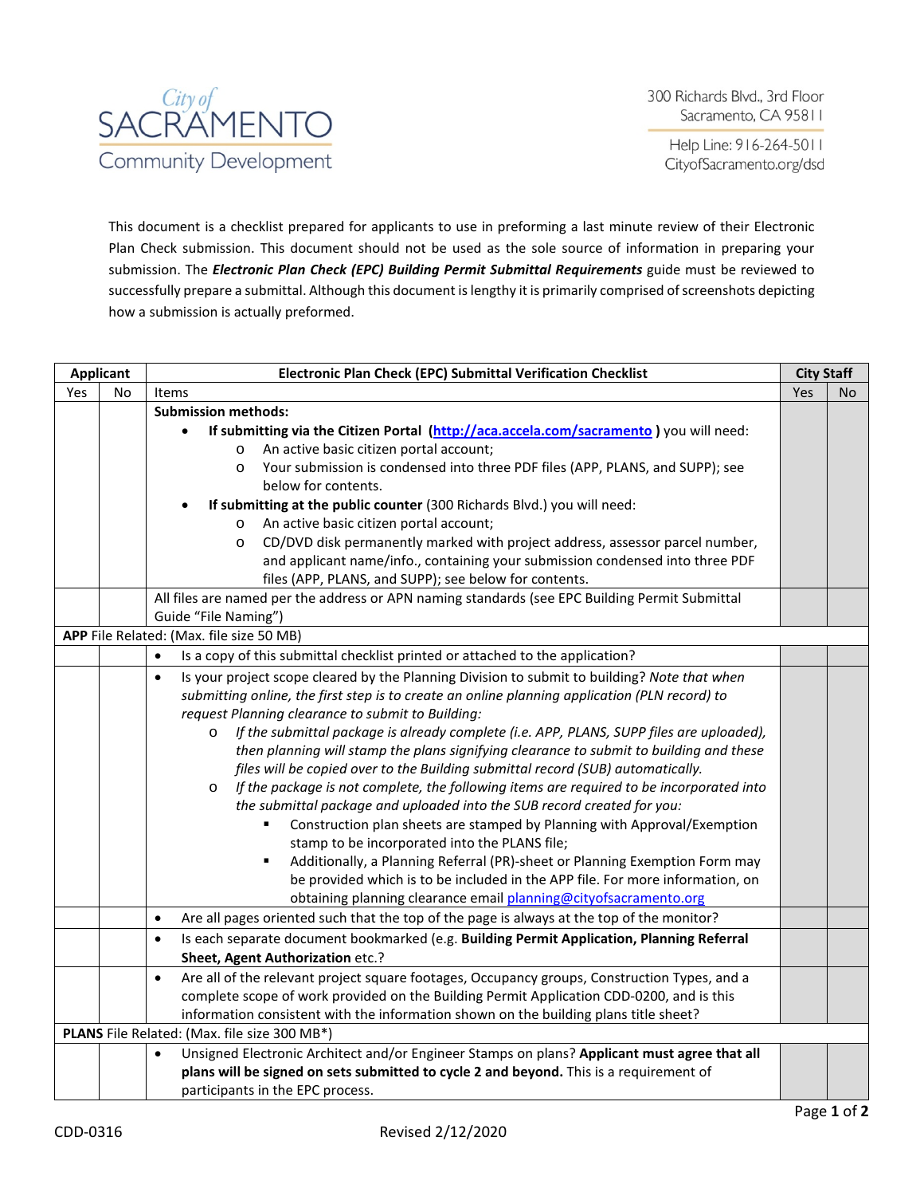City of SACRAMENTO Community Development

300 Richards Blvd., 3rd Floor
Sacramento, CA 95811

Help Line: 916-264-5011
CityofSacramento.org/dsd

This document is a checklist prepared for applicants to use in preforming a last minute review of their Electronic Plan Check submission. This document should not be used as the sole source of information in preparing your submission. The ***Electronic Plan Check (EPC) Building Permit Submittal Requirements*** guide must be reviewed to successfully prepare a submittal. Although this document is lengthy it is primarily comprised of screenshots depicting how a submission is actually preformed.

| Applicant | | Electronic Plan Check (EPC) Submittal Verification Checklist | City Staff | |
|---|---|---|---|---|
| Yes | No | Items | Yes | No |
| | | **Submission methods:**<br>• **If submitting via the Citizen Portal ([http://aca.accela.com/sacramento](http://aca.accela.com/sacramento))** you will need:<br>  o An active basic citizen portal account;<br>  o Your submission is condensed into three PDF files (APP, PLANS, and SUPP); see below for contents.<br>• **If submitting at the public counter** (300 Richards Blvd.) you will need:<br>  o An active basic citizen portal account;<br>  o CD/DVD disk permanently marked with project address, assessor parcel number, and applicant name/info., containing your submission condensed into three PDF files (APP, PLANS, and SUPP); see below for contents. | | |
| | | All files are named per the address or APN naming standards (see EPC Building Permit Submittal Guide "File Naming") | | |
| **APP** File Related: (Max. file size 50 MB) | | | | |
| | | • Is a copy of this submittal checklist printed or attached to the application? | | |
| | | • Is your project scope cleared by the Planning Division to submit to building? *Note that when submitting online, the first step is to create an online planning application (PLN record) to request Planning clearance to submit to Building:*<br>  o *If the submittal package is already complete (i.e. APP, PLANS, SUPP files are uploaded), then planning will stamp the plans signifying clearance to submit to building and these files will be copied over to the Building submittal record (SUB) automatically.*<br>  o *If the package is not complete, the following items are required to be incorporated into the submittal package and uploaded into the SUB record created for you:*<br>    ▪ Construction plan sheets are stamped by Planning with Approval/Exemption stamp to be incorporated into the PLANS file;<br>    ▪ Additionally, a Planning Referral (PR)-sheet or Planning Exemption Form may be provided which is to be included in the APP file. For more information, on obtaining planning clearance email [planning@cityofsacramento.org](mailto:planning@cityofsacramento.org) | | |
| | | • Are all pages oriented such that the top of the page is always at the top of the monitor? | | |
| | | • Is each separate document bookmarked (e.g. **Building Permit Application, Planning Referral Sheet, Agent Authorization** etc.? | | |
| | | • Are all of the relevant project square footages, Occupancy groups, Construction Types, and a complete scope of work provided on the Building Permit Application CDD-0200, and is this information consistent with the information shown on the building plans title sheet? | | |
| **PLANS** File Related: (Max. file size 300 MB*) | | | | |
| | | • Unsigned Electronic Architect and/or Engineer Stamps on plans? **Applicant must agree that all plans will be signed on sets submitted to cycle 2 and beyond.** This is a requirement of participants in the EPC process. | | |

CDD-0316 Revised 2/12/2020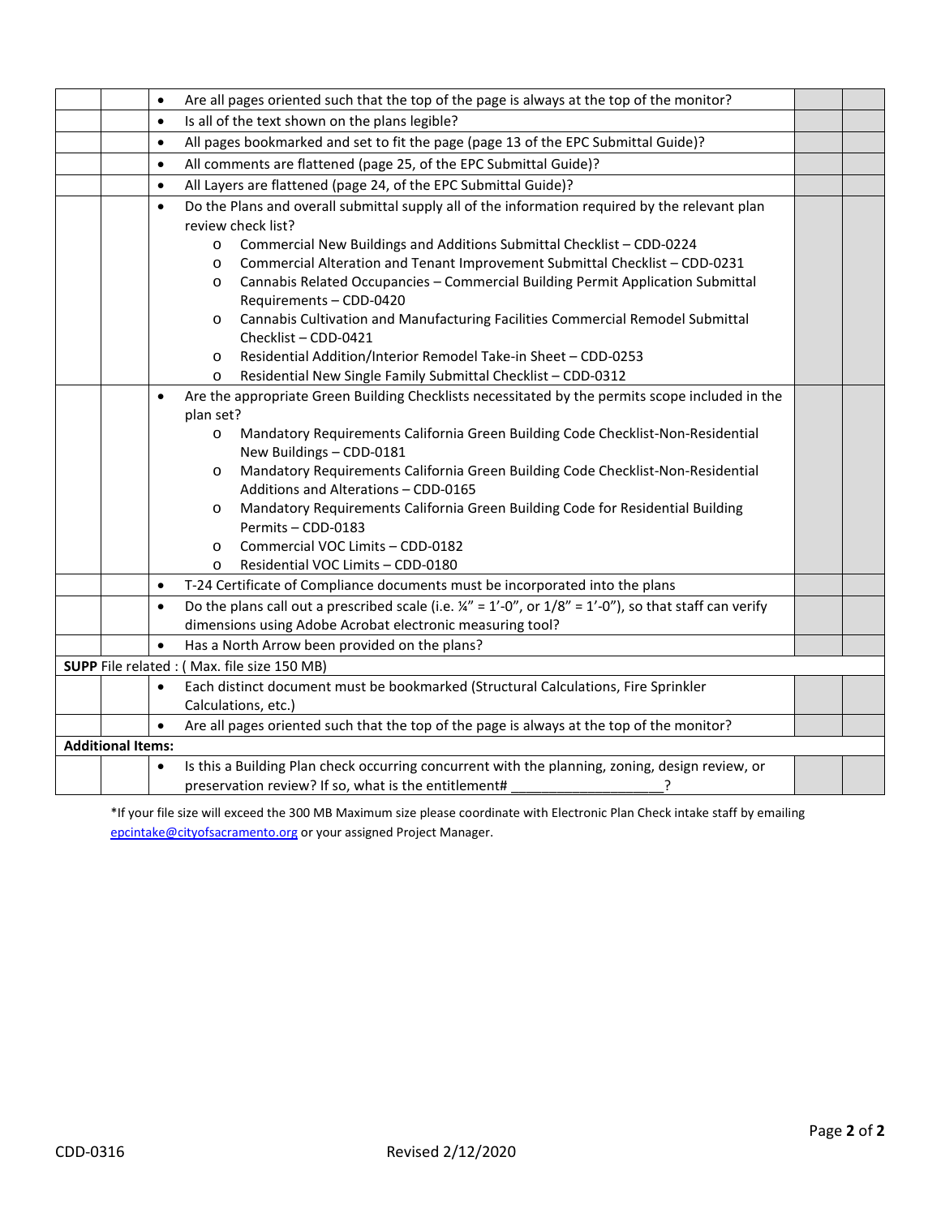| | | | | |
|---|---|---|---|---|
| | | • Are all pages oriented such that the top of the page is always at the top of the monitor? | | |
| | | • Is all of the text shown on the plans legible? | | |
| | | • All pages bookmarked and set to fit the page (page 13 of the EPC Submittal Guide)? | | |
| | | • All comments are flattened (page 25, of the EPC Submittal Guide)? | | |
| | | • All Layers are flattened (page 24, of the EPC Submittal Guide)? | | |
| | | • Do the Plans and overall submittal supply all of the information required by the relevant plan review check list?<br>o Commercial New Buildings and Additions Submittal Checklist – CDD-0224<br>o Commercial Alteration and Tenant Improvement Submittal Checklist – CDD-0231<br>o Cannabis Related Occupancies – Commercial Building Permit Application Submittal Requirements – CDD-0420<br>o Cannabis Cultivation and Manufacturing Facilities Commercial Remodel Submittal Checklist – CDD-0421<br>o Residential Addition/Interior Remodel Take-in Sheet – CDD-0253<br>o Residential New Single Family Submittal Checklist – CDD-0312 | | |
| | | • Are the appropriate Green Building Checklists necessitated by the permits scope included in the plan set?<br>o Mandatory Requirements California Green Building Code Checklist-Non-Residential New Buildings – CDD-0181<br>o Mandatory Requirements California Green Building Code Checklist-Non-Residential Additions and Alterations – CDD-0165<br>o Mandatory Requirements California Green Building Code for Residential Building Permits – CDD-0183<br>o Commercial VOC Limits – CDD-0182<br>o Residential VOC Limits – CDD-0180 | | |
| | | • T-24 Certificate of Compliance documents must be incorporated into the plans | | |
| | | • Do the plans call out a prescribed scale (i.e. ¼" = 1'-0", or 1/8" = 1'-0"), so that staff can verify dimensions using Adobe Acrobat electronic measuring tool? | | |
| | | • Has a North Arrow been provided on the plans? | | |
| **SUPP** File related : ( Max. file size 150 MB) | | | | |
| | | • Each distinct document must be bookmarked (Structural Calculations, Fire Sprinkler Calculations, etc.) | | |
| | | • Are all pages oriented such that the top of the page is always at the top of the monitor? | | |
| **Additional Items:** | | | | |
| | | • Is this a Building Plan check occurring concurrent with the planning, zoning, design review, or preservation review? If so, what is the entitlement# ___________________? | | |

*If your file size will exceed the 300 MB Maximum size please coordinate with Electronic Plan Check intake staff by emailing epcintake@cityofsacramento.org or your assigned Project Manager.

CDD-0316 Revised 2/12/2020